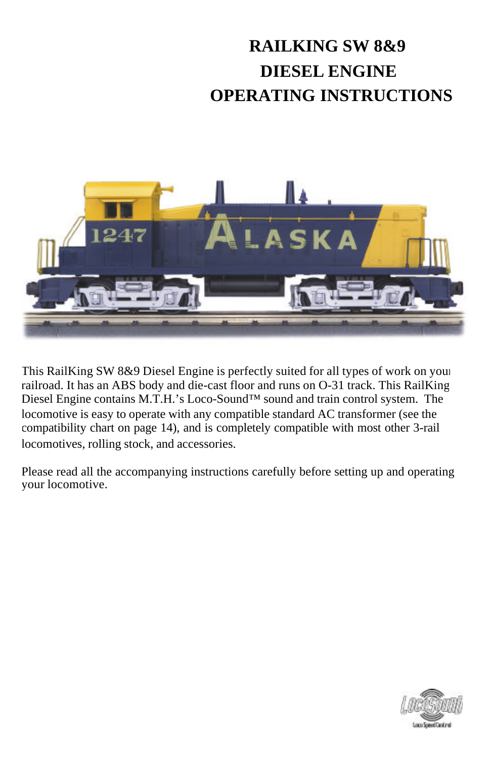# RAILKING SW 8&9 DIESEL ENGINE OPERATING INSTRUCTIONS

This RailKing SW 8&9 Diesel Engine is perfectly suited for all types of work on your railroad. It has an ABS body and die-cast floor and runs on O-31 track. This RailKing Diesel Engine contains M.T.H.'s Loco-Sound™ sound and train control system. The locomotive is easy to operate with any compatible standard AC transformer (see the compatibility chart on page 14), and is completely compatible with most other 3-rail locomotives, rolling stock, and accessories.

Please read all the accompanying instructions carefully before setting up and operating your locomotive.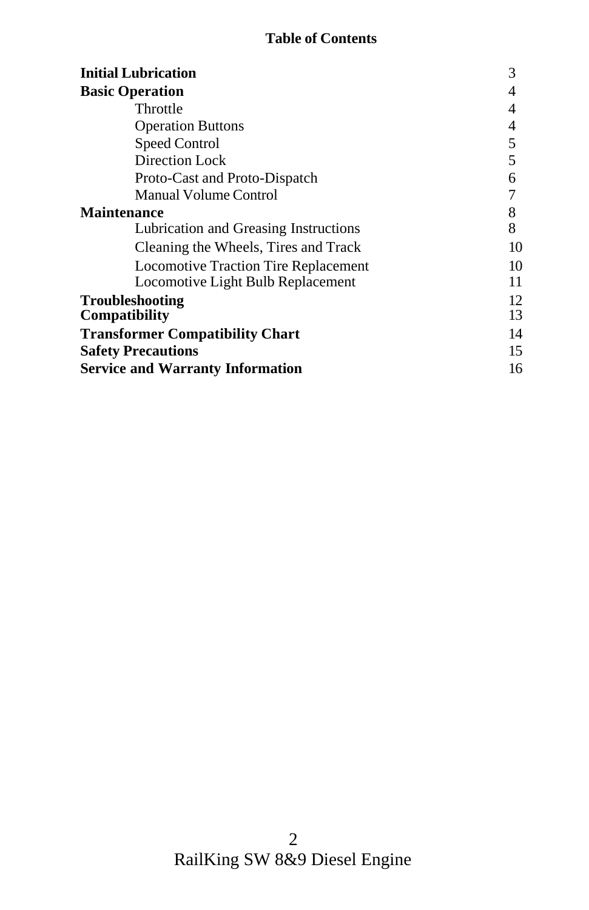## Table of Contents

| | |
|---|---|
| **Initial Lubrication** | 3 |
| **Basic Operation** | 4 |
| Throttle | 4 |
| Operation Buttons | 4 |
| Speed Control | 5 |
| Direction Lock | 5 |
| Proto-Cast and Proto-Dispatch | 6 |
| Manual Volume Control | 7 |
| **Maintenance** | 8 |
| Lubrication and Greasing Instructions | 8 |
| Cleaning the Wheels, Tires and Track | 10 |
| Locomotive Traction Tire Replacement | 10 |
| Locomotive Light Bulb Replacement | 11 |
| **Troubleshooting** | 12 |
| **Compatibility** | 13 |
| **Transformer Compatibility Chart** | 14 |
| **Safety Precautions** | 15 |
| **Service and Warranty Information** | 16 |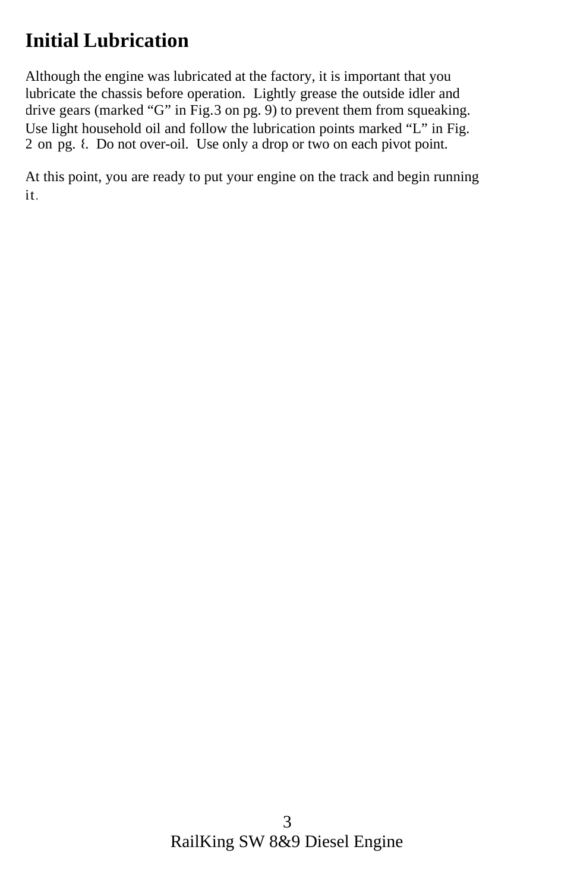## Initial Lubrication

Although the engine was lubricated at the factory, it is important that you lubricate the chassis before operation. Lightly grease the outside idler and drive gears (marked “G” in Fig.3 on pg. 9) to prevent them from squeaking. Use light household oil and follow the lubrication points marked “L” in Fig. 2 on pg. 8. Do not over-oil. Use only a drop or two on each pivot point.

At this point, you are ready to put your engine on the track and begin running it.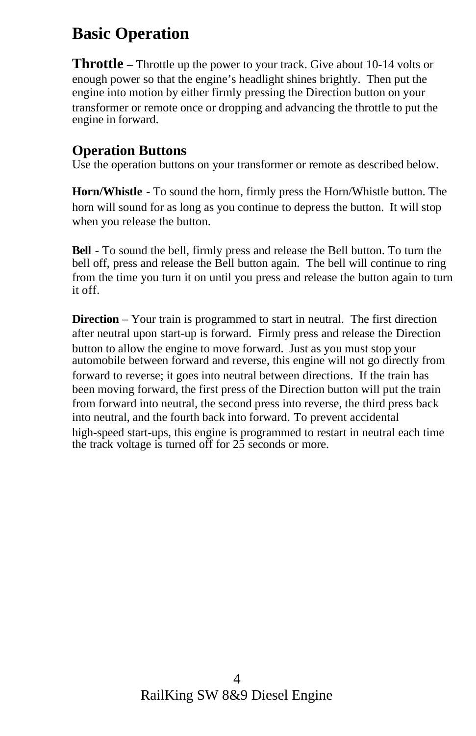# Basic Operation

**Throttle** – Throttle up the power to your track. Give about 10-14 volts or enough power so that the engine's headlight shines brightly. Then put the engine into motion by either firmly pressing the Direction button on your transformer or remote once or dropping and advancing the throttle to put the engine in forward.

## Operation Buttons

Use the operation buttons on your transformer or remote as described below.

**Horn/Whistle** - To sound the horn, firmly press the Horn/Whistle button. The horn will sound for as long as you continue to depress the button. It will stop when you release the button.

**Bell** - To sound the bell, firmly press and release the Bell button. To turn the bell off, press and release the Bell button again. The bell will continue to ring from the time you turn it on until you press and release the button again to turn it off.

**Direction** – Your train is programmed to start in neutral. The first direction after neutral upon start-up is forward. Firmly press and release the Direction button to allow the engine to move forward. Just as you must stop your automobile between forward and reverse, this engine will not go directly from forward to reverse; it goes into neutral between directions. If the train has been moving forward, the first press of the Direction button will put the train from forward into neutral, the second press into reverse, the third press back into neutral, and the fourth back into forward. To prevent accidental high-speed start-ups, this engine is programmed to restart in neutral each time the track voltage is turned off for 25 seconds or more.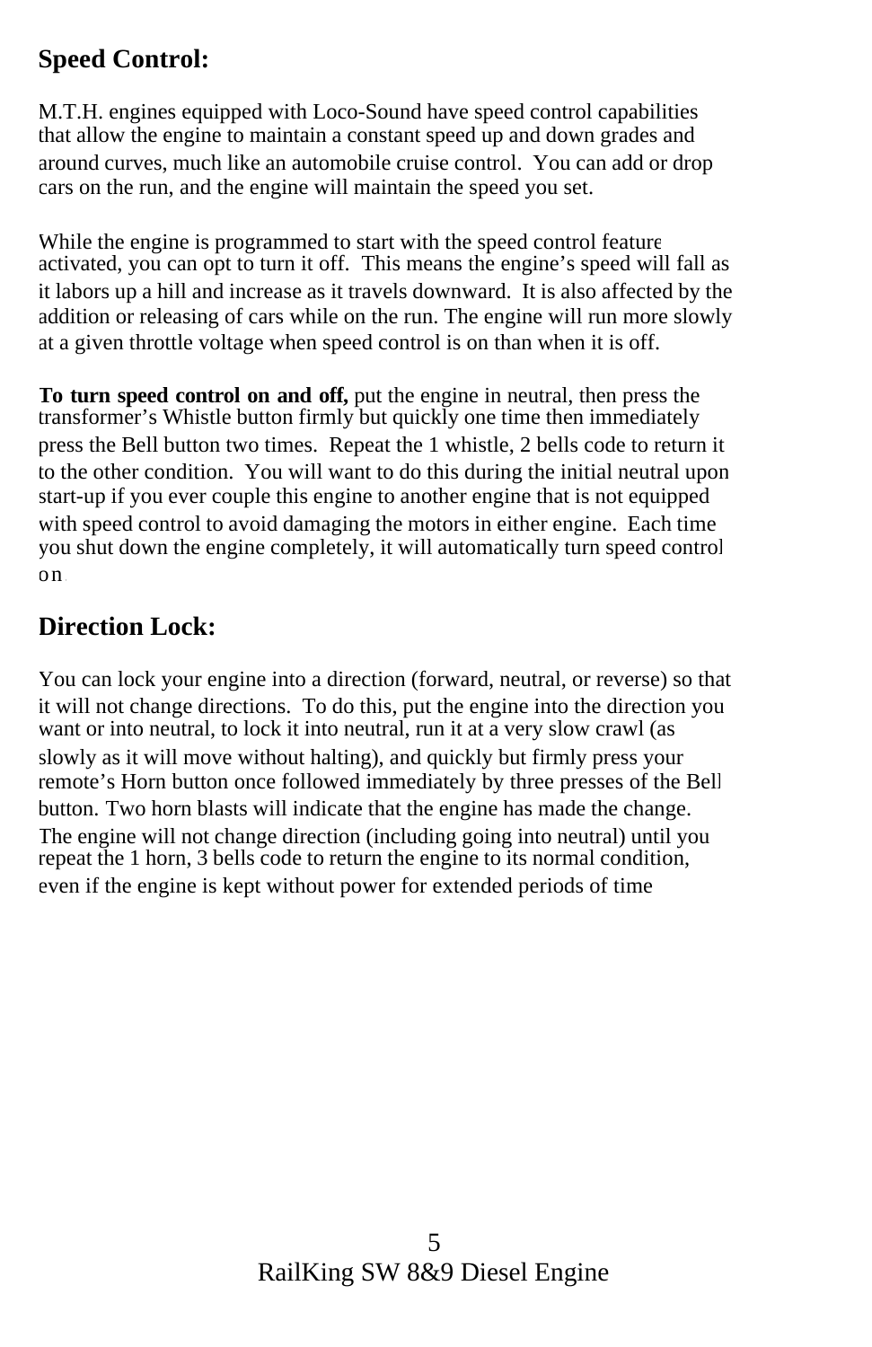## Speed Control:

M.T.H. engines equipped with Loco-Sound have speed control capabilities that allow the engine to maintain a constant speed up and down grades and around curves, much like an automobile cruise control. You can add or drop cars on the run, and the engine will maintain the speed you set.

While the engine is programmed to start with the speed control feature activated, you can opt to turn it off. This means the engine's speed will fall as it labors up a hill and increase as it travels downward. It is also affected by the addition or releasing of cars while on the run. The engine will run more slowly at a given throttle voltage when speed control is on than when it is off.

**To turn speed control on and off,** put the engine in neutral, then press the transformer's Whistle button firmly but quickly one time then immediately press the Bell button two times. Repeat the 1 whistle, 2 bells code to return it to the other condition. You will want to do this during the initial neutral upon start-up if you ever couple this engine to another engine that is not equipped with speed control to avoid damaging the motors in either engine. Each time you shut down the engine completely, it will automatically turn speed control on.

## Direction Lock:

You can lock your engine into a direction (forward, neutral, or reverse) so that it will not change directions. To do this, put the engine into the direction you want or into neutral, to lock it into neutral, run it at a very slow crawl (as slowly as it will move without halting), and quickly but firmly press your remote's Horn button once followed immediately by three presses of the Bell button. Two horn blasts will indicate that the engine has made the change. The engine will not change direction (including going into neutral) until you repeat the 1 horn, 3 bells code to return the engine to its normal condition, even if the engine is kept without power for extended periods of time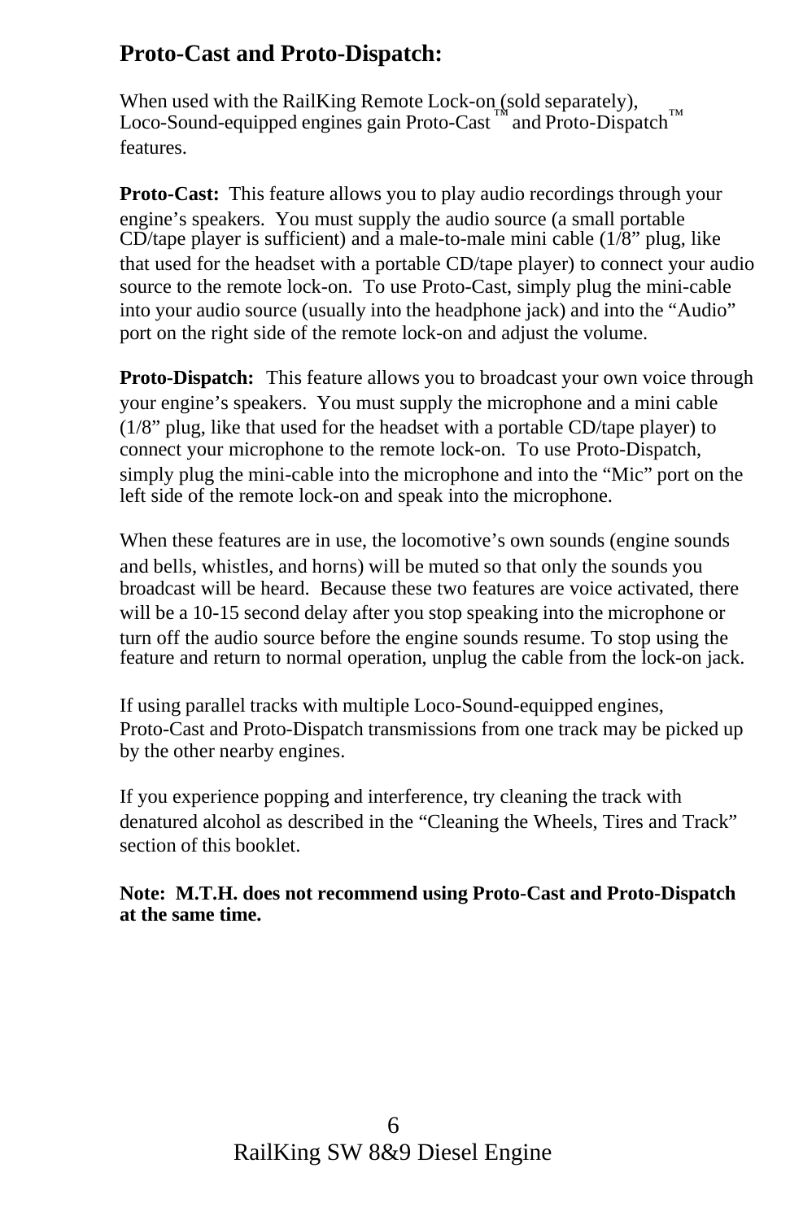## Proto-Cast and Proto-Dispatch:

When used with the RailKing Remote Lock-on (sold separately), Loco-Sound-equipped engines gain Proto-Cast™ and Proto-Dispatch™ features.

**Proto-Cast:** This feature allows you to play audio recordings through your engine's speakers. You must supply the audio source (a small portable CD/tape player is sufficient) and a male-to-male mini cable (1/8" plug, like that used for the headset with a portable CD/tape player) to connect your audio source to the remote lock-on. To use Proto-Cast, simply plug the mini-cable into your audio source (usually into the headphone jack) and into the "Audio" port on the right side of the remote lock-on and adjust the volume.

**Proto-Dispatch:** This feature allows you to broadcast your own voice through your engine's speakers. You must supply the microphone and a mini cable (1/8" plug, like that used for the headset with a portable CD/tape player) to connect your microphone to the remote lock-on. To use Proto-Dispatch, simply plug the mini-cable into the microphone and into the "Mic" port on the left side of the remote lock-on and speak into the microphone.

When these features are in use, the locomotive's own sounds (engine sounds and bells, whistles, and horns) will be muted so that only the sounds you broadcast will be heard. Because these two features are voice activated, there will be a 10-15 second delay after you stop speaking into the microphone or turn off the audio source before the engine sounds resume. To stop using the feature and return to normal operation, unplug the cable from the lock-on jack.

If using parallel tracks with multiple Loco-Sound-equipped engines, Proto-Cast and Proto-Dispatch transmissions from one track may be picked up by the other nearby engines.

If you experience popping and interference, try cleaning the track with denatured alcohol as described in the "Cleaning the Wheels, Tires and Track" section of this booklet.

**Note: M.T.H. does not recommend using Proto-Cast and Proto-Dispatch at the same time.**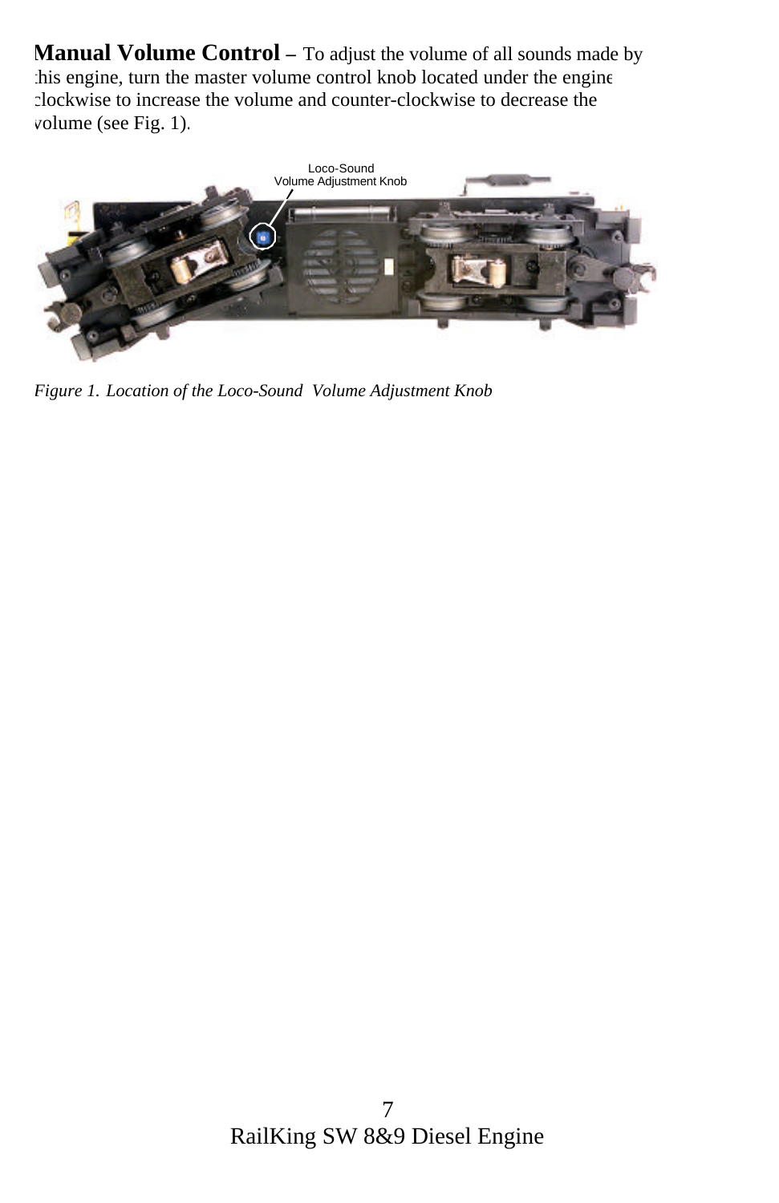**Manual Volume Control –** To adjust the volume of all sounds made by this engine, turn the master volume control knob located under the engine clockwise to increase the volume and counter-clockwise to decrease the volume (see Fig. 1).

*Figure 1. Location of the Loco-Sound Volume Adjustment Knob*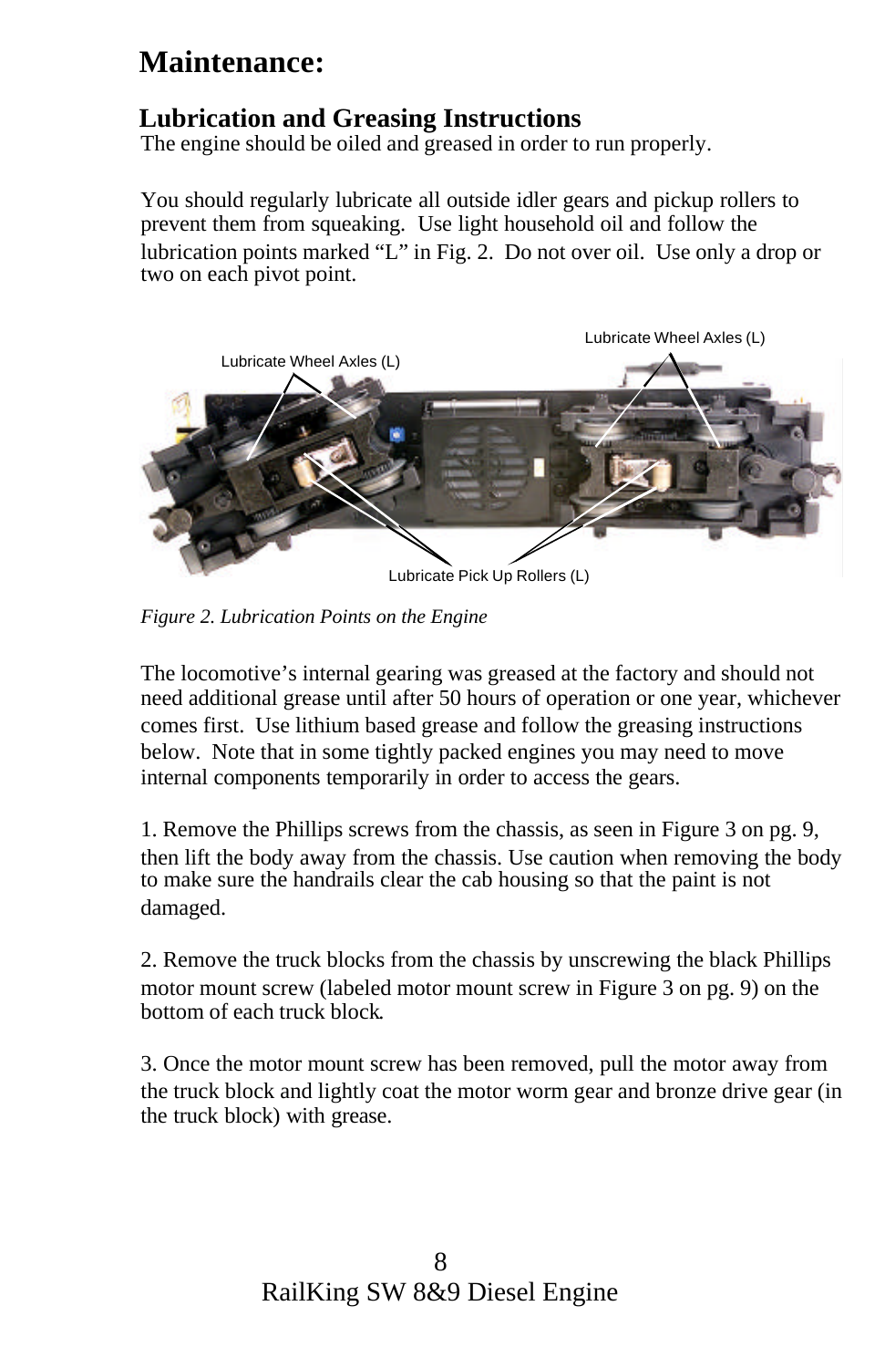# Maintenance:

## Lubrication and Greasing Instructions

The engine should be oiled and greased in order to run properly.

You should regularly lubricate all outside idler gears and pickup rollers to prevent them from squeaking. Use light household oil and follow the lubrication points marked "L" in Fig. 2. Do not over oil. Use only a drop or two on each pivot point.

Lubricate Wheel Axles (L)

Lubricate Wheel Axles (L)

Lubricate Pick Up Rollers (L)

*Figure 2. Lubrication Points on the Engine*

The locomotive's internal gearing was greased at the factory and should not need additional grease until after 50 hours of operation or one year, whichever comes first. Use lithium based grease and follow the greasing instructions below. Note that in some tightly packed engines you may need to move internal components temporarily in order to access the gears.

1. Remove the Phillips screws from the chassis, as seen in Figure 3 on pg. 9, then lift the body away from the chassis. Use caution when removing the body to make sure the handrails clear the cab housing so that the paint is not damaged.

2. Remove the truck blocks from the chassis by unscrewing the black Phillips motor mount screw (labeled motor mount screw in Figure 3 on pg. 9) on the bottom of each truck block.

3. Once the motor mount screw has been removed, pull the motor away from the truck block and lightly coat the motor worm gear and bronze drive gear (in the truck block) with grease.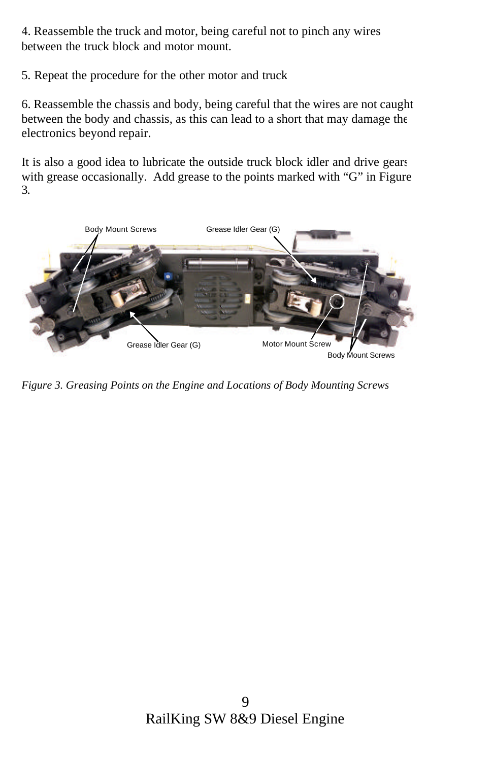4. Reassemble the truck and motor, being careful not to pinch any wires between the truck block and motor mount.

5. Repeat the procedure for the other motor and truck

6. Reassemble the chassis and body, being careful that the wires are not caught between the body and chassis, as this can lead to a short that may damage the electronics beyond repair.

It is also a good idea to lubricate the outside truck block idler and drive gears with grease occasionally. Add grease to the points marked with "G" in Figure 3.

Body Mount Screws

Grease Idler Gear (G)

Grease Idler Gear (G)

Motor Mount Screw

Body Mount Screws

*Figure 3. Greasing Points on the Engine and Locations of Body Mounting Screws*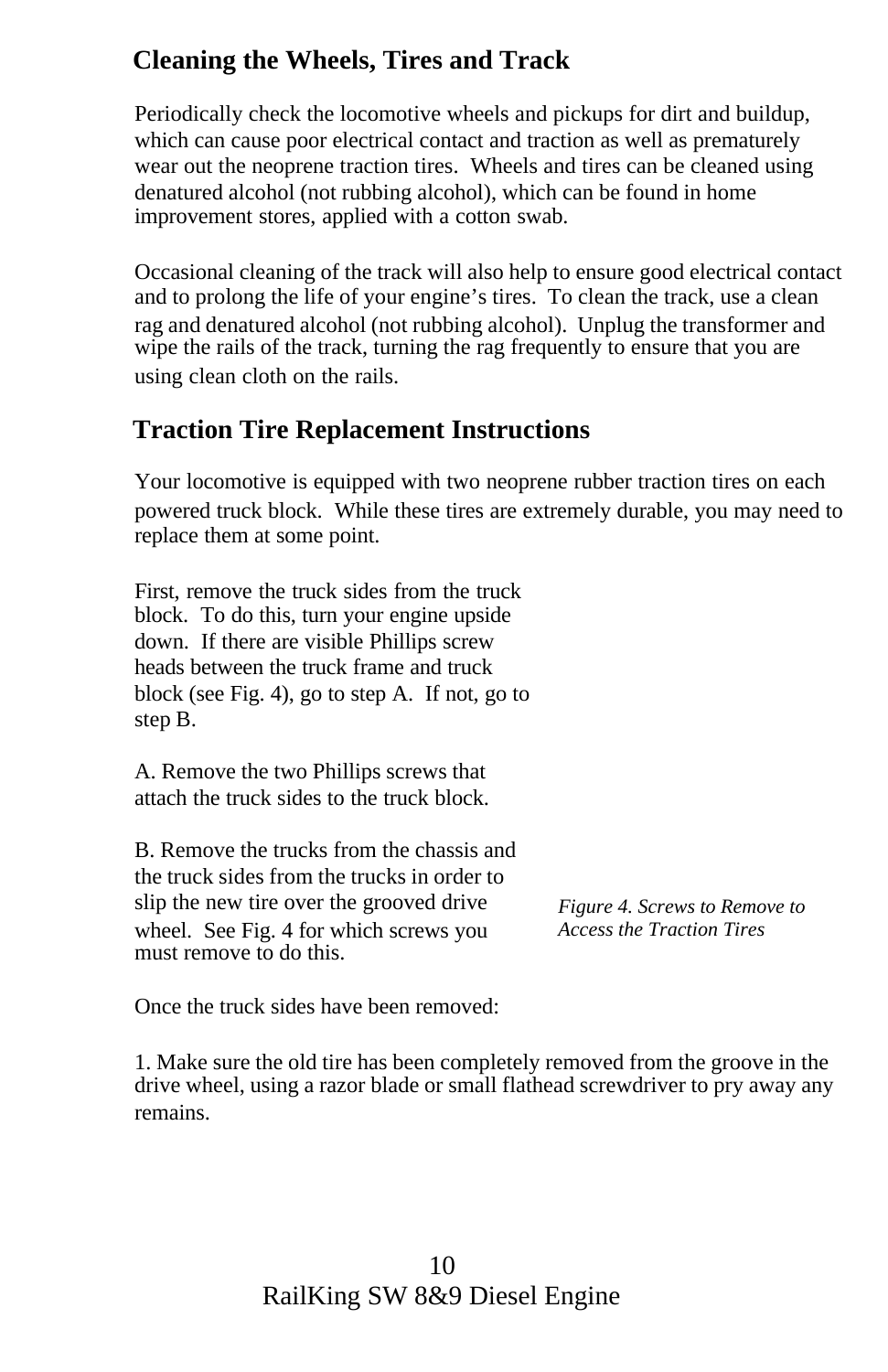## Cleaning the Wheels, Tires and Track

Periodically check the locomotive wheels and pickups for dirt and buildup, which can cause poor electrical contact and traction as well as prematurely wear out the neoprene traction tires. Wheels and tires can be cleaned using denatured alcohol (not rubbing alcohol), which can be found in home improvement stores, applied with a cotton swab.

Occasional cleaning of the track will also help to ensure good electrical contact and to prolong the life of your engine's tires. To clean the track, use a clean rag and denatured alcohol (not rubbing alcohol). Unplug the transformer and wipe the rails of the track, turning the rag frequently to ensure that you are using clean cloth on the rails.

## Traction Tire Replacement Instructions

Your locomotive is equipped with two neoprene rubber traction tires on each powered truck block. While these tires are extremely durable, you may need to replace them at some point.

First, remove the truck sides from the truck block. To do this, turn your engine upside down. If there are visible Phillips screw heads between the truck frame and truck block (see Fig. 4), go to step A. If not, go to step B.

A. Remove the two Phillips screws that attach the truck sides to the truck block.

B. Remove the trucks from the chassis and the truck sides from the trucks in order to slip the new tire over the grooved drive wheel. See Fig. 4 for which screws you must remove to do this.

*Figure 4. Screws to Remove to Access the Traction Tires*

Once the truck sides have been removed:

1. Make sure the old tire has been completely removed from the groove in the drive wheel, using a razor blade or small flathead screwdriver to pry away any remains.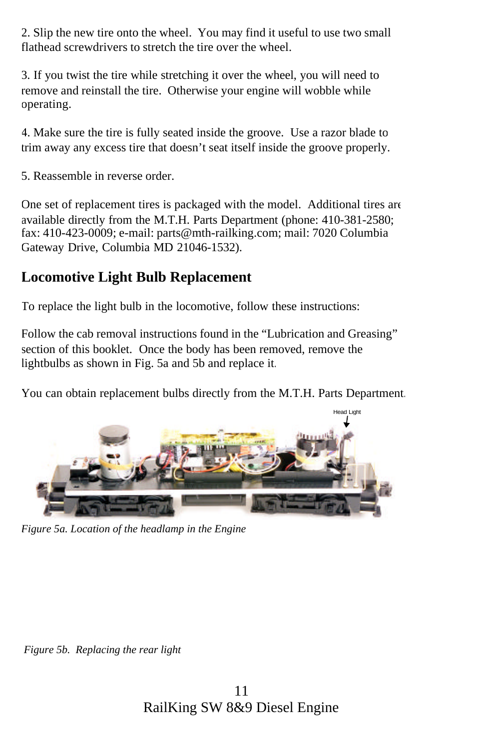2. Slip the new tire onto the wheel. You may find it useful to use two small flathead screwdrivers to stretch the tire over the wheel.

3. If you twist the tire while stretching it over the wheel, you will need to remove and reinstall the tire. Otherwise your engine will wobble while operating.

4. Make sure the tire is fully seated inside the groove. Use a razor blade to trim away any excess tire that doesn't seat itself inside the groove properly.

5. Reassemble in reverse order.

One set of replacement tires is packaged with the model. Additional tires are available directly from the M.T.H. Parts Department (phone: 410-381-2580; fax: 410-423-0009; e-mail: parts@mth-railking.com; mail: 7020 Columbia Gateway Drive, Columbia MD 21046-1532).

## Locomotive Light Bulb Replacement

To replace the light bulb in the locomotive, follow these instructions:

Follow the cab removal instructions found in the "Lubrication and Greasing" section of this booklet. Once the body has been removed, remove the lightbulbs as shown in Fig. 5a and 5b and replace it.

You can obtain replacement bulbs directly from the M.T.H. Parts Department.

Head Light

*Figure 5a. Location of the headlamp in the Engine*

*Figure 5b. Replacing the rear light*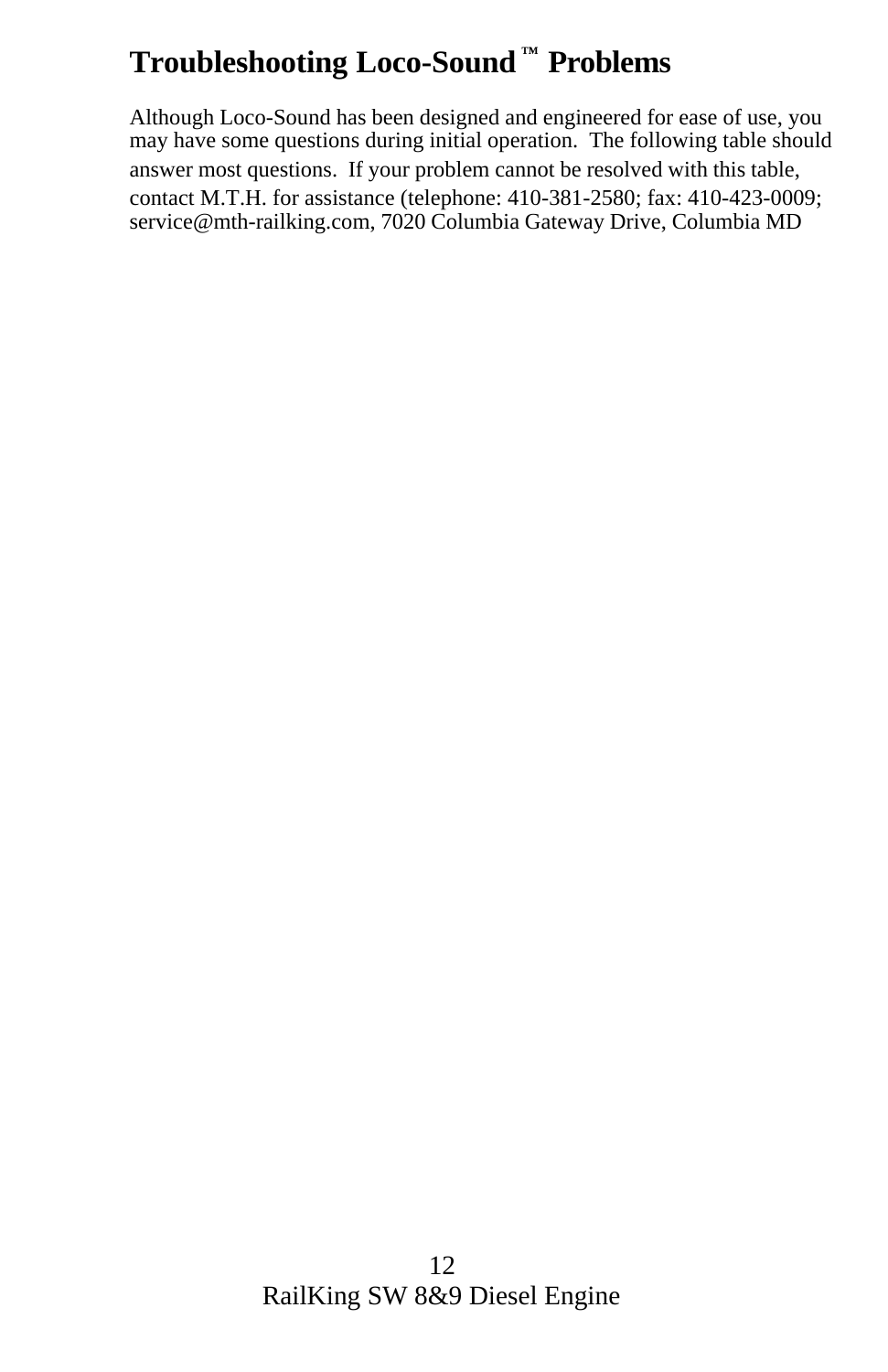# Troubleshooting Loco-Sound™ Problems

Although Loco-Sound has been designed and engineered for ease of use, you may have some questions during initial operation. The following table should answer most questions. If your problem cannot be resolved with this table, contact M.T.H. for assistance (telephone: 410-381-2580; fax: 410-423-0009; service@mth-railking.com, 7020 Columbia Gateway Drive, Columbia MD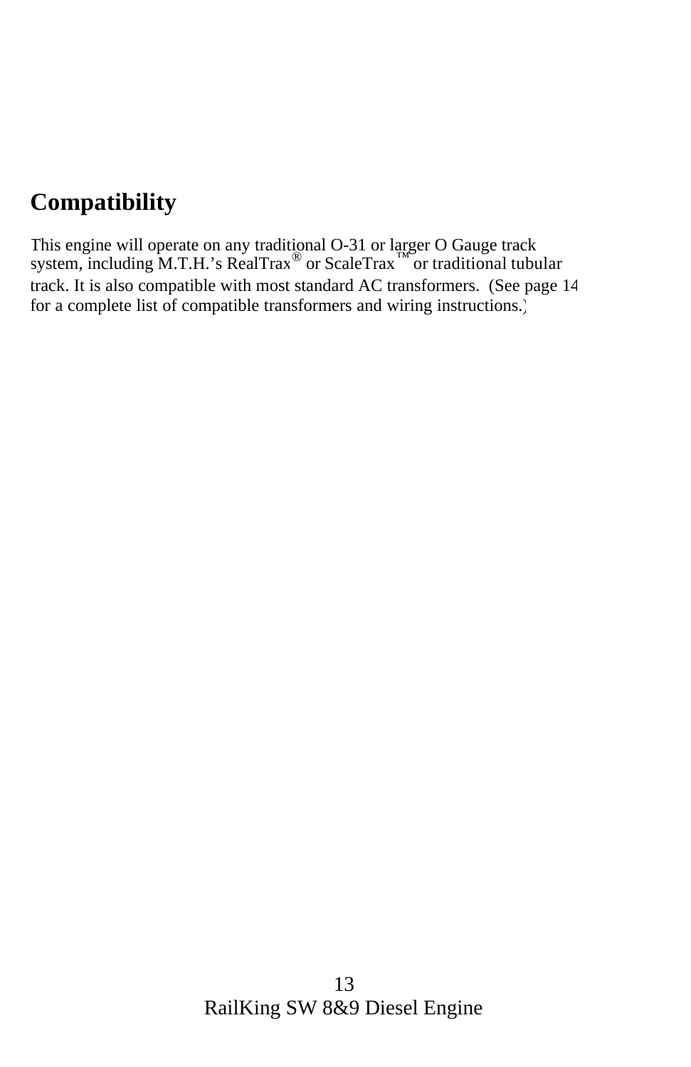## Compatibility

This engine will operate on any traditional O-31 or larger O Gauge track system, including M.T.H.'s RealTrax® or ScaleTrax™ or traditional tubular track. It is also compatible with most standard AC transformers. (See page 14 for a complete list of compatible transformers and wiring instructions.)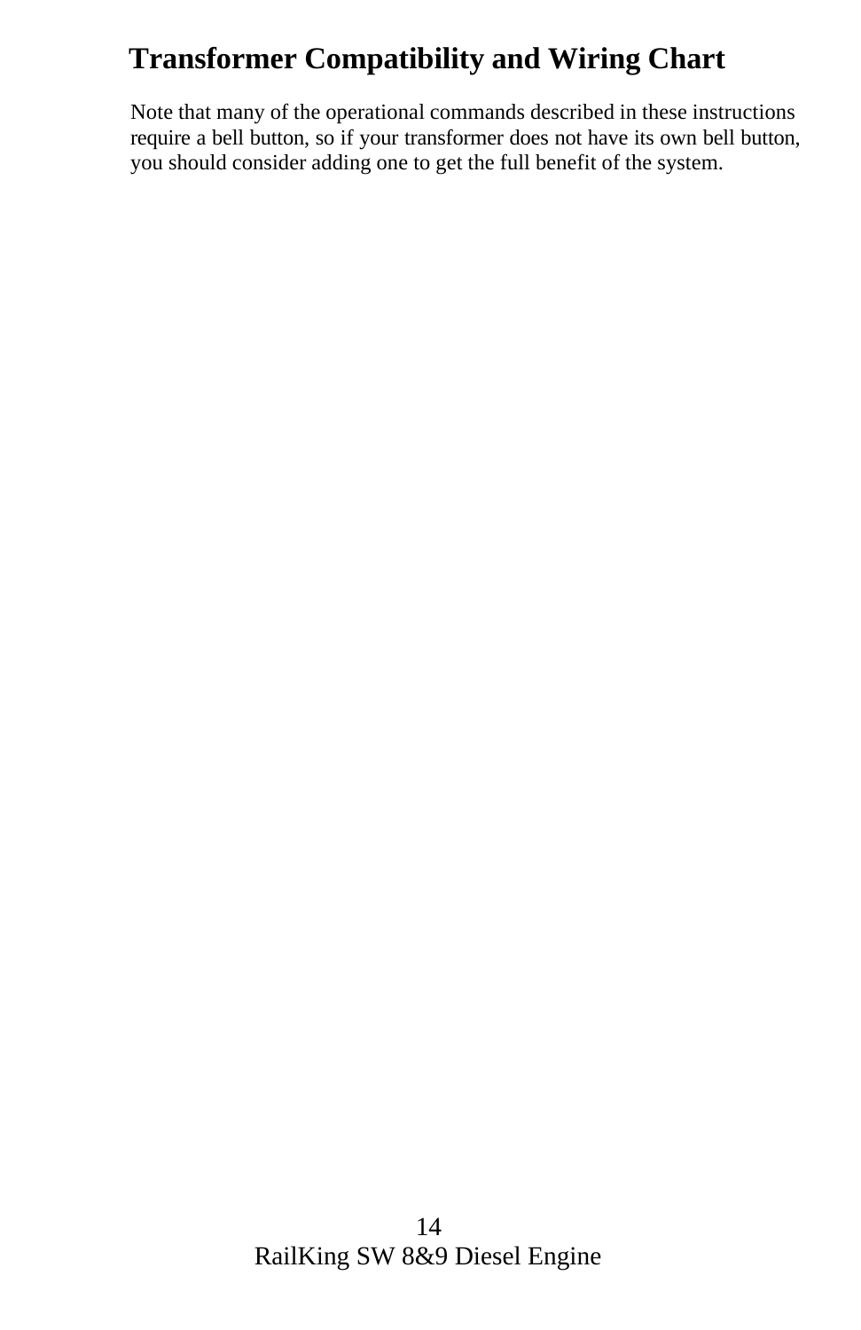# Transformer Compatibility and Wiring Chart

Note that many of the operational commands described in these instructions require a bell button, so if your transformer does not have its own bell button, you should consider adding one to get the full benefit of the system.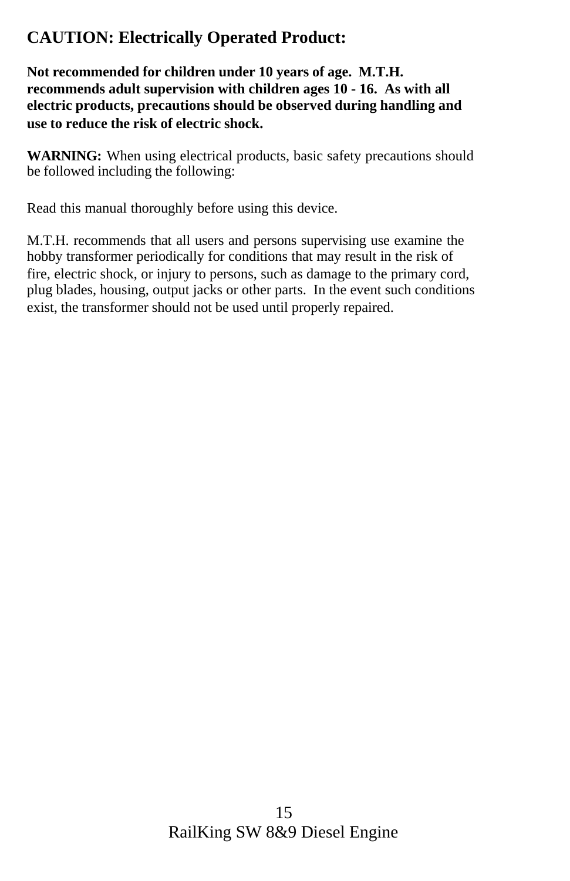## CAUTION: Electrically Operated Product:

**Not recommended for children under 10 years of age. M.T.H. recommends adult supervision with children ages 10 - 16. As with all electric products, precautions should be observed during handling and use to reduce the risk of electric shock.**

**WARNING:** When using electrical products, basic safety precautions should be followed including the following:

Read this manual thoroughly before using this device.

M.T.H. recommends that all users and persons supervising use examine the hobby transformer periodically for conditions that may result in the risk of fire, electric shock, or injury to persons, such as damage to the primary cord, plug blades, housing, output jacks or other parts. In the event such conditions exist, the transformer should not be used until properly repaired.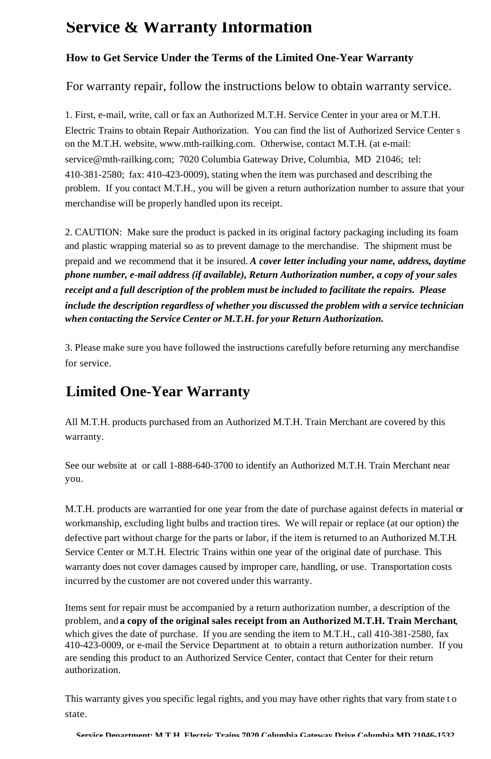# Service & Warranty Information

### How to Get Service Under the Terms of the Limited One-Year Warranty

For warranty repair, follow the instructions below to obtain warranty service.

1. First, e-mail, write, call or fax an Authorized M.T.H. Service Center in your area or M.T.H. Electric Trains to obtain Repair Authorization. You can find the list of Authorized Service Center s on the M.T.H. website, www.mth-railking.com. Otherwise, contact M.T.H. (at e-mail: service@mth-railking.com; 7020 Columbia Gateway Drive, Columbia, MD 21046; tel: 410-381-2580; fax: 410-423-0009), stating when the item was purchased and describing the problem. If you contact M.T.H., you will be given a return authorization number to assure that your merchandise will be properly handled upon its receipt.

2. CAUTION: Make sure the product is packed in its original factory packaging including its foam and plastic wrapping material so as to prevent damage to the merchandise. The shipment must be prepaid and we recommend that it be insured. ***A cover letter including your name, address, daytime phone number, e-mail address (if available), Return Authorization number, a copy of your sales receipt and a full description of the problem must be included to facilitate the repairs. Please include the description regardless of whether you discussed the problem with a service technician when contacting the Service Center or M.T.H. for your Return Authorization.***

3. Please make sure you have followed the instructions carefully before returning any merchandise for service.

## Limited One-Year Warranty

All M.T.H. products purchased from an Authorized M.T.H. Train Merchant are covered by this warranty.

See our website at or call 1-888-640-3700 to identify an Authorized M.T.H. Train Merchant near you.

M.T.H. products are warrantied for one year from the date of purchase against defects in material or workmanship, excluding light bulbs and traction tires. We will repair or replace (at our option) the defective part without charge for the parts or labor, if the item is returned to an Authorized M.T.H. Service Center or M.T.H. Electric Trains within one year of the original date of purchase. This warranty does not cover damages caused by improper care, handling, or use. Transportation costs incurred by the customer are not covered under this warranty.

Items sent for repair must be accompanied by a return authorization number, a description of the problem, and **a copy of the original sales receipt from an Authorized M.T.H. Train Merchant**, which gives the date of purchase. If you are sending the item to M.T.H., call 410-381-2580, fax 410-423-0009, or e-mail the Service Department at to obtain a return authorization number. If you are sending this product to an Authorized Service Center, contact that Center for their return authorization.

This warranty gives you specific legal rights, and you may have other rights that vary from state to state.

**Service Department: M.T.H. Electric Trains 7020 Columbia Gateway Drive Columbia MD 21046-1532**